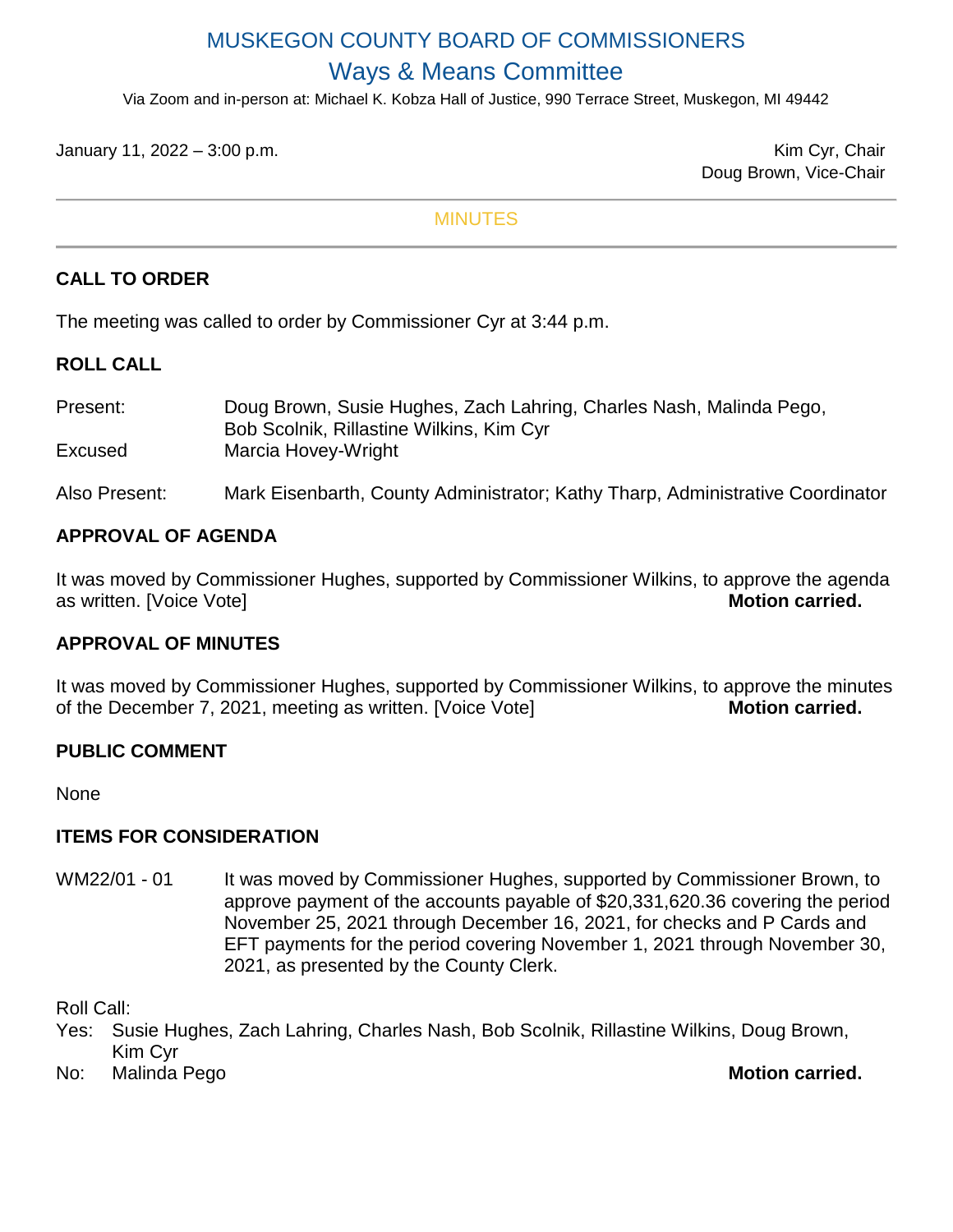# MUSKEGON COUNTY BOARD OF COMMISSIONERS

## Ways & Means Committee

Via Zoom and in-person at: Michael K. Kobza Hall of Justice, 990 Terrace Street, Muskegon, MI 49442

January 11, 2022 – 3:00 p.m.

Kim Cyr, Chair
Doug Brown, Vice-Chair

---

MINUTES

---

**CALL TO ORDER**

The meeting was called to order by Commissioner Cyr at 3:44 p.m.

**ROLL CALL**

Present: Doug Brown, Susie Hughes, Zach Lahring, Charles Nash, Malinda Pego, Bob Scolnik, Rillastine Wilkins, Kim Cyr

Excused: Marcia Hovey-Wright

Also Present: Mark Eisenbarth, County Administrator; Kathy Tharp, Administrative Coordinator

**APPROVAL OF AGENDA**

It was moved by Commissioner Hughes, supported by Commissioner Wilkins, to approve the agenda as written. [Voice Vote] **Motion carried.**

**APPROVAL OF MINUTES**

It was moved by Commissioner Hughes, supported by Commissioner Wilkins, to approve the minutes of the December 7, 2021, meeting as written. [Voice Vote] **Motion carried.**

**PUBLIC COMMENT**

None

**ITEMS FOR CONSIDERATION**

WM22/01 - 01 It was moved by Commissioner Hughes, supported by Commissioner Brown, to approve payment of the accounts payable of $20,331,620.36 covering the period November 25, 2021 through December 16, 2021, for checks and P Cards and EFT payments for the period covering November 1, 2021 through November 30, 2021, as presented by the County Clerk.

Roll Call:
Yes: Susie Hughes, Zach Lahring, Charles Nash, Bob Scolnik, Rillastine Wilkins, Doug Brown, Kim Cyr
No: Malinda Pego **Motion carried.**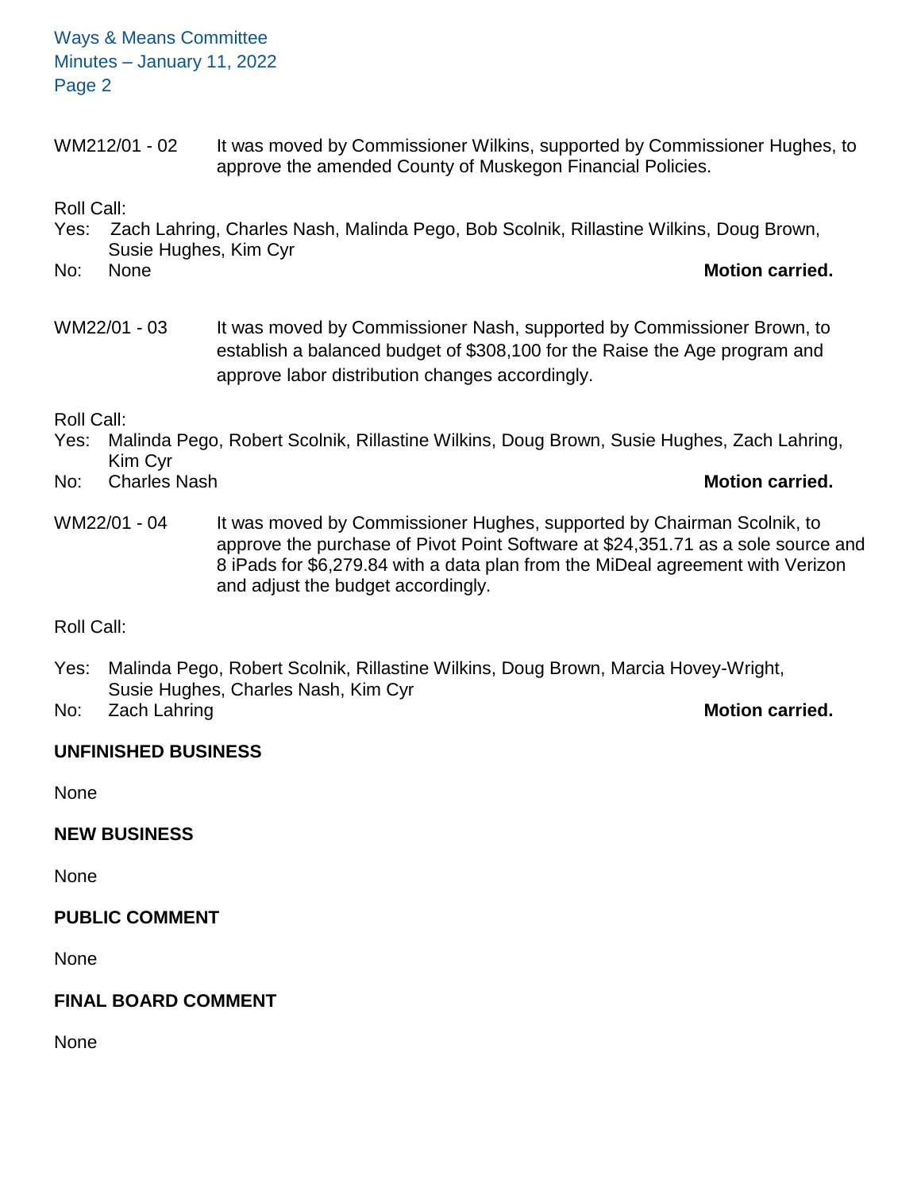WM212/01 - 02 It was moved by Commissioner Wilkins, supported by Commissioner Hughes, to approve the amended County of Muskegon Financial Policies.

Roll Call:
Yes: Zach Lahring, Charles Nash, Malinda Pego, Bob Scolnik, Rillastine Wilkins, Doug Brown, Susie Hughes, Kim Cyr
No: None **Motion carried.**

WM22/01 - 03 It was moved by Commissioner Nash, supported by Commissioner Brown, to establish a balanced budget of $308,100 for the Raise the Age program and approve labor distribution changes accordingly.

Roll Call:
Yes: Malinda Pego, Robert Scolnik, Rillastine Wilkins, Doug Brown, Susie Hughes, Zach Lahring, Kim Cyr
No: Charles Nash **Motion carried.**

WM22/01 - 04 It was moved by Commissioner Hughes, supported by Chairman Scolnik, to approve the purchase of Pivot Point Software at $24,351.71 as a sole source and 8 iPads for $6,279.84 with a data plan from the MiDeal agreement with Verizon and adjust the budget accordingly.

Roll Call:

Yes: Malinda Pego, Robert Scolnik, Rillastine Wilkins, Doug Brown, Marcia Hovey-Wright, Susie Hughes, Charles Nash, Kim Cyr
No: Zach Lahring **Motion carried.**

**UNFINISHED BUSINESS**

None

**NEW BUSINESS**

None

**PUBLIC COMMENT**

None

**FINAL BOARD COMMENT**

None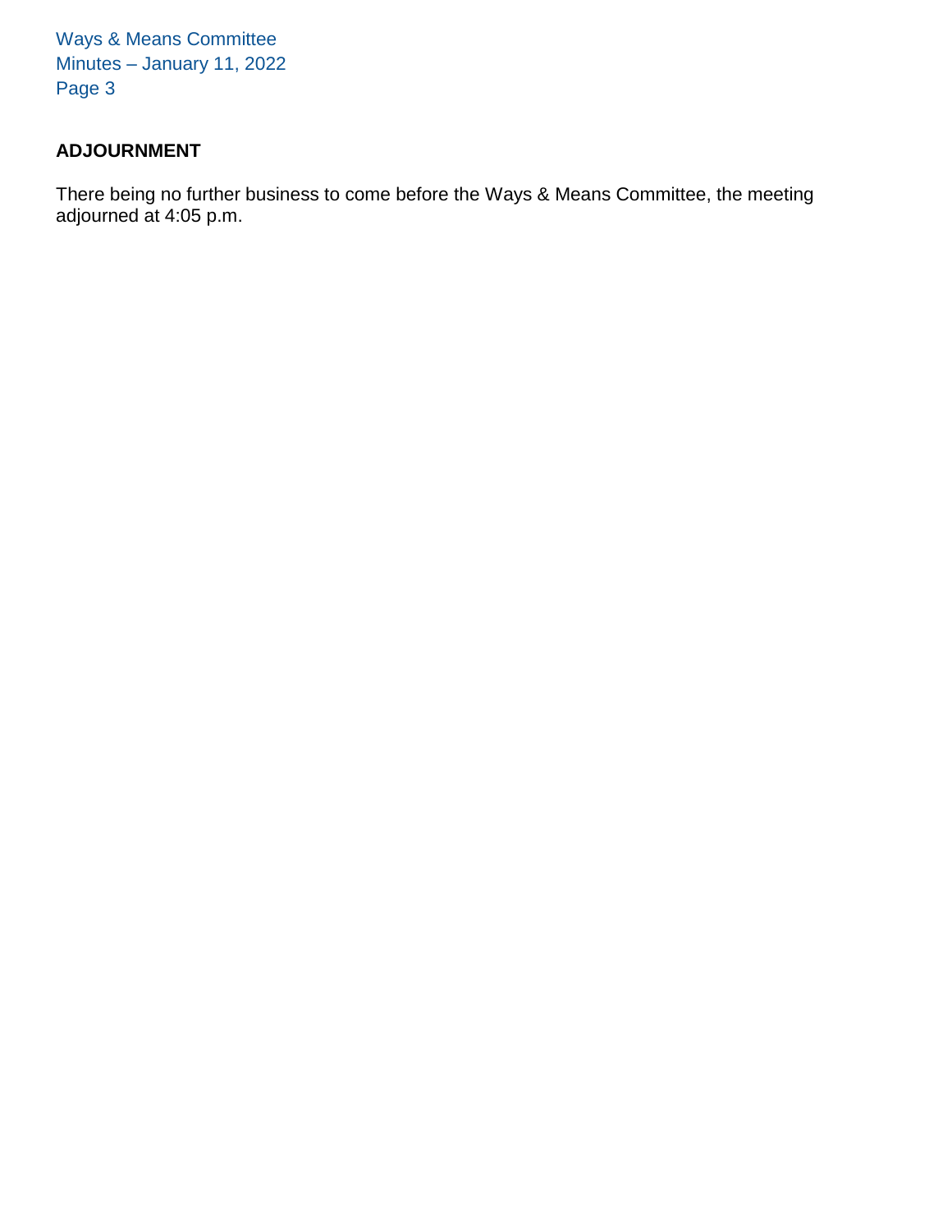**ADJOURNMENT**

There being no further business to come before the Ways & Means Committee, the meeting adjourned at 4:05 p.m.